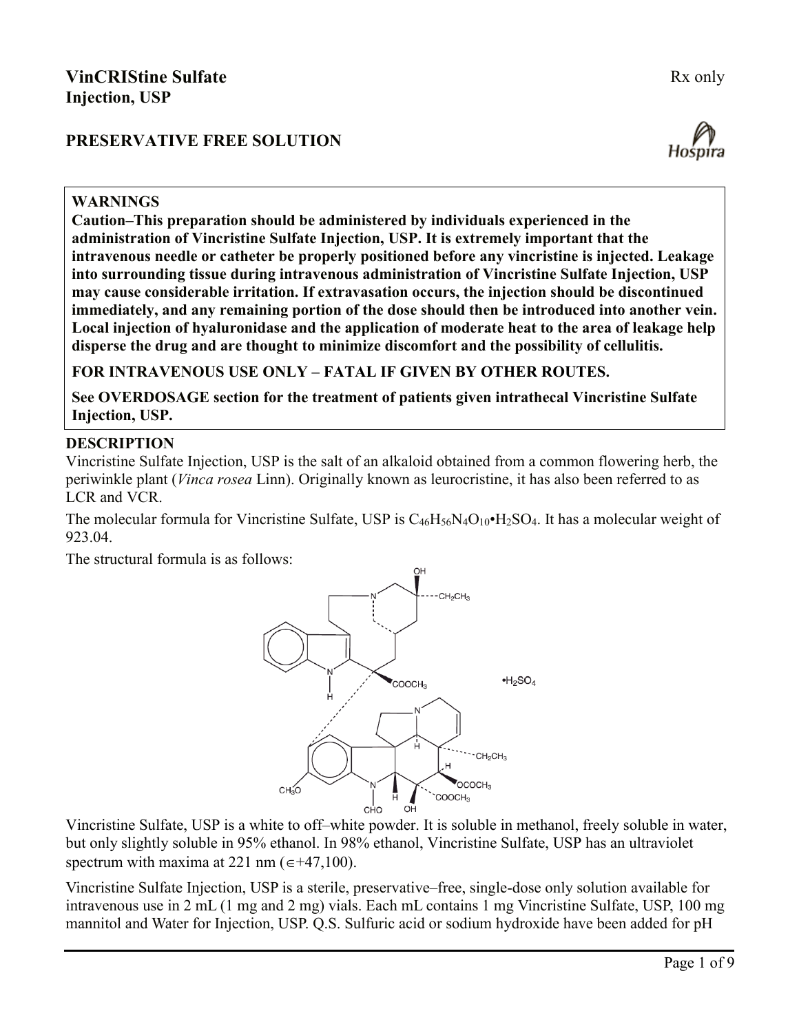# VinCRIStine Sulfate
## Injection, USP

Rx only

## PRESERVATIVE FREE SOLUTION

Hospira

**WARNINGS**

**Caution–This preparation should be administered by individuals experienced in the administration of Vincristine Sulfate Injection, USP. It is extremely important that the intravenous needle or catheter be properly positioned before any vincristine is injected. Leakage into surrounding tissue during intravenous administration of Vincristine Sulfate Injection, USP may cause considerable irritation. If extravasation occurs, the injection should be discontinued immediately, and any remaining portion of the dose should then be introduced into another vein. Local injection of hyaluronidase and the application of moderate heat to the area of leakage help disperse the drug and are thought to minimize discomfort and the possibility of cellulitis.**

**FOR INTRAVENOUS USE ONLY – FATAL IF GIVEN BY OTHER ROUTES.**

**See OVERDOSAGE section for the treatment of patients given intrathecal Vincristine Sulfate Injection, USP.**

## DESCRIPTION

Vincristine Sulfate Injection, USP is the salt of an alkaloid obtained from a common flowering herb, the periwinkle plant (*Vinca rosea* Linn). Originally known as leurocristine, it has also been referred to as LCR and VCR.

The molecular formula for Vincristine Sulfate, USP is $C_{46}H_{56}N_4O_{10}$•$H_2SO_4$. It has a molecular weight of 923.04.

The structural formula is as follows:

Vincristine Sulfate, USP is a white to off–white powder. It is soluble in methanol, freely soluble in water, but only slightly soluble in 95% ethanol. In 98% ethanol, Vincristine Sulfate, USP has an ultraviolet spectrum with maxima at 221 nm ($\in$+47,100).

Vincristine Sulfate Injection, USP is a sterile, preservative–free, single-dose only solution available for intravenous use in 2 mL (1 mg and 2 mg) vials. Each mL contains 1 mg Vincristine Sulfate, USP, 100 mg mannitol and Water for Injection, USP. Q.S. Sulfuric acid or sodium hydroxide have been added for pH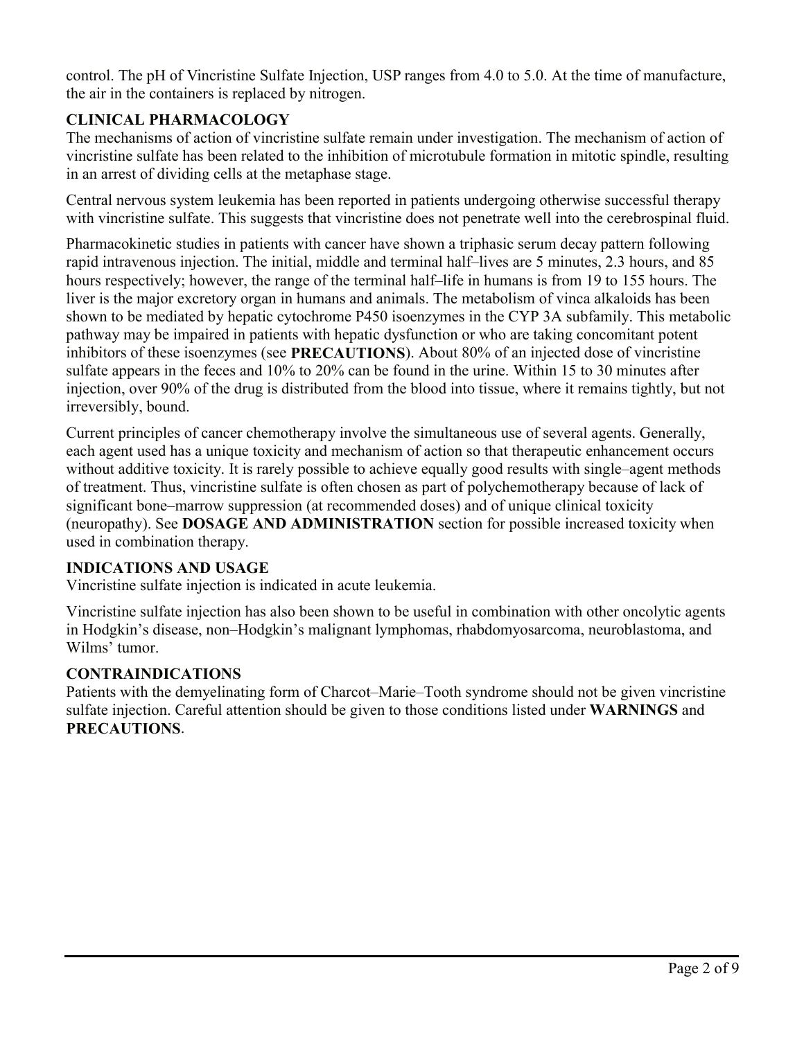control. The pH of Vincristine Sulfate Injection, USP ranges from 4.0 to 5.0. At the time of manufacture, the air in the containers is replaced by nitrogen.

## CLINICAL PHARMACOLOGY

The mechanisms of action of vincristine sulfate remain under investigation. The mechanism of action of vincristine sulfate has been related to the inhibition of microtubule formation in mitotic spindle, resulting in an arrest of dividing cells at the metaphase stage.

Central nervous system leukemia has been reported in patients undergoing otherwise successful therapy with vincristine sulfate. This suggests that vincristine does not penetrate well into the cerebrospinal fluid.

Pharmacokinetic studies in patients with cancer have shown a triphasic serum decay pattern following rapid intravenous injection. The initial, middle and terminal half–lives are 5 minutes, 2.3 hours, and 85 hours respectively; however, the range of the terminal half–life in humans is from 19 to 155 hours. The liver is the major excretory organ in humans and animals. The metabolism of vinca alkaloids has been shown to be mediated by hepatic cytochrome P450 isoenzymes in the CYP 3A subfamily. This metabolic pathway may be impaired in patients with hepatic dysfunction or who are taking concomitant potent inhibitors of these isoenzymes (see **PRECAUTIONS**). About 80% of an injected dose of vincristine sulfate appears in the feces and 10% to 20% can be found in the urine. Within 15 to 30 minutes after injection, over 90% of the drug is distributed from the blood into tissue, where it remains tightly, but not irreversibly, bound.

Current principles of cancer chemotherapy involve the simultaneous use of several agents. Generally, each agent used has a unique toxicity and mechanism of action so that therapeutic enhancement occurs without additive toxicity. It is rarely possible to achieve equally good results with single–agent methods of treatment. Thus, vincristine sulfate is often chosen as part of polychemotherapy because of lack of significant bone–marrow suppression (at recommended doses) and of unique clinical toxicity (neuropathy). See **DOSAGE AND ADMINISTRATION** section for possible increased toxicity when used in combination therapy.

## INDICATIONS AND USAGE

Vincristine sulfate injection is indicated in acute leukemia.

Vincristine sulfate injection has also been shown to be useful in combination with other oncolytic agents in Hodgkin's disease, non–Hodgkin's malignant lymphomas, rhabdomyosarcoma, neuroblastoma, and Wilms' tumor.

## CONTRAINDICATIONS

Patients with the demyelinating form of Charcot–Marie–Tooth syndrome should not be given vincristine sulfate injection. Careful attention should be given to those conditions listed under **WARNINGS** and **PRECAUTIONS**.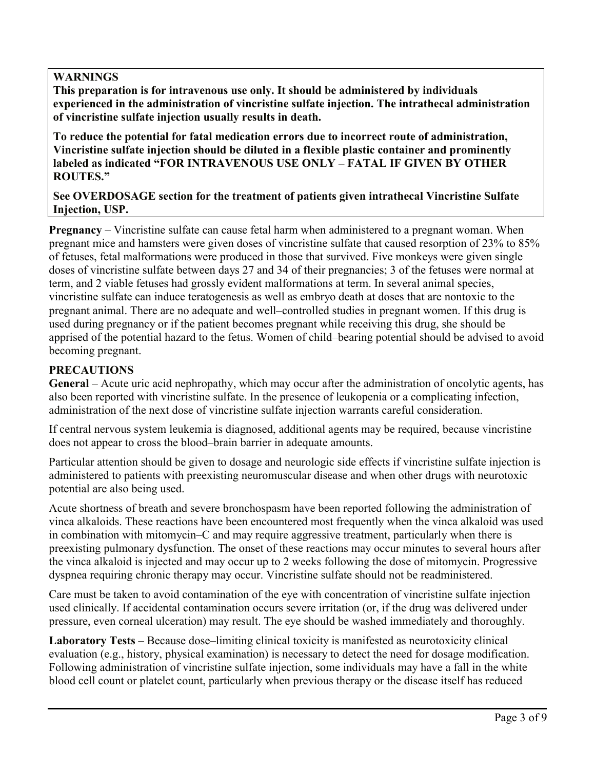**WARNINGS**

**This preparation is for intravenous use only. It should be administered by individuals experienced in the administration of vincristine sulfate injection. The intrathecal administration of vincristine sulfate injection usually results in death.**

**To reduce the potential for fatal medication errors due to incorrect route of administration, Vincristine sulfate injection should be diluted in a flexible plastic container and prominently labeled as indicated "FOR INTRAVENOUS USE ONLY – FATAL IF GIVEN BY OTHER ROUTES."**

**See OVERDOSAGE section for the treatment of patients given intrathecal Vincristine Sulfate Injection, USP.**

**Pregnancy** – Vincristine sulfate can cause fetal harm when administered to a pregnant woman. When pregnant mice and hamsters were given doses of vincristine sulfate that caused resorption of 23% to 85% of fetuses, fetal malformations were produced in those that survived. Five monkeys were given single doses of vincristine sulfate between days 27 and 34 of their pregnancies; 3 of the fetuses were normal at term, and 2 viable fetuses had grossly evident malformations at term. In several animal species, vincristine sulfate can induce teratogenesis as well as embryo death at doses that are nontoxic to the pregnant animal. There are no adequate and well–controlled studies in pregnant women. If this drug is used during pregnancy or if the patient becomes pregnant while receiving this drug, she should be apprised of the potential hazard to the fetus. Women of child–bearing potential should be advised to avoid becoming pregnant.

## PRECAUTIONS

**General** – Acute uric acid nephropathy, which may occur after the administration of oncolytic agents, has also been reported with vincristine sulfate. In the presence of leukopenia or a complicating infection, administration of the next dose of vincristine sulfate injection warrants careful consideration.

If central nervous system leukemia is diagnosed, additional agents may be required, because vincristine does not appear to cross the blood–brain barrier in adequate amounts.

Particular attention should be given to dosage and neurologic side effects if vincristine sulfate injection is administered to patients with preexisting neuromuscular disease and when other drugs with neurotoxic potential are also being used.

Acute shortness of breath and severe bronchospasm have been reported following the administration of vinca alkaloids. These reactions have been encountered most frequently when the vinca alkaloid was used in combination with mitomycin–C and may require aggressive treatment, particularly when there is preexisting pulmonary dysfunction. The onset of these reactions may occur minutes to several hours after the vinca alkaloid is injected and may occur up to 2 weeks following the dose of mitomycin. Progressive dyspnea requiring chronic therapy may occur. Vincristine sulfate should not be readministered.

Care must be taken to avoid contamination of the eye with concentration of vincristine sulfate injection used clinically. If accidental contamination occurs severe irritation (or, if the drug was delivered under pressure, even corneal ulceration) may result. The eye should be washed immediately and thoroughly.

**Laboratory Tests** – Because dose–limiting clinical toxicity is manifested as neurotoxicity clinical evaluation (e.g., history, physical examination) is necessary to detect the need for dosage modification. Following administration of vincristine sulfate injection, some individuals may have a fall in the white blood cell count or platelet count, particularly when previous therapy or the disease itself has reduced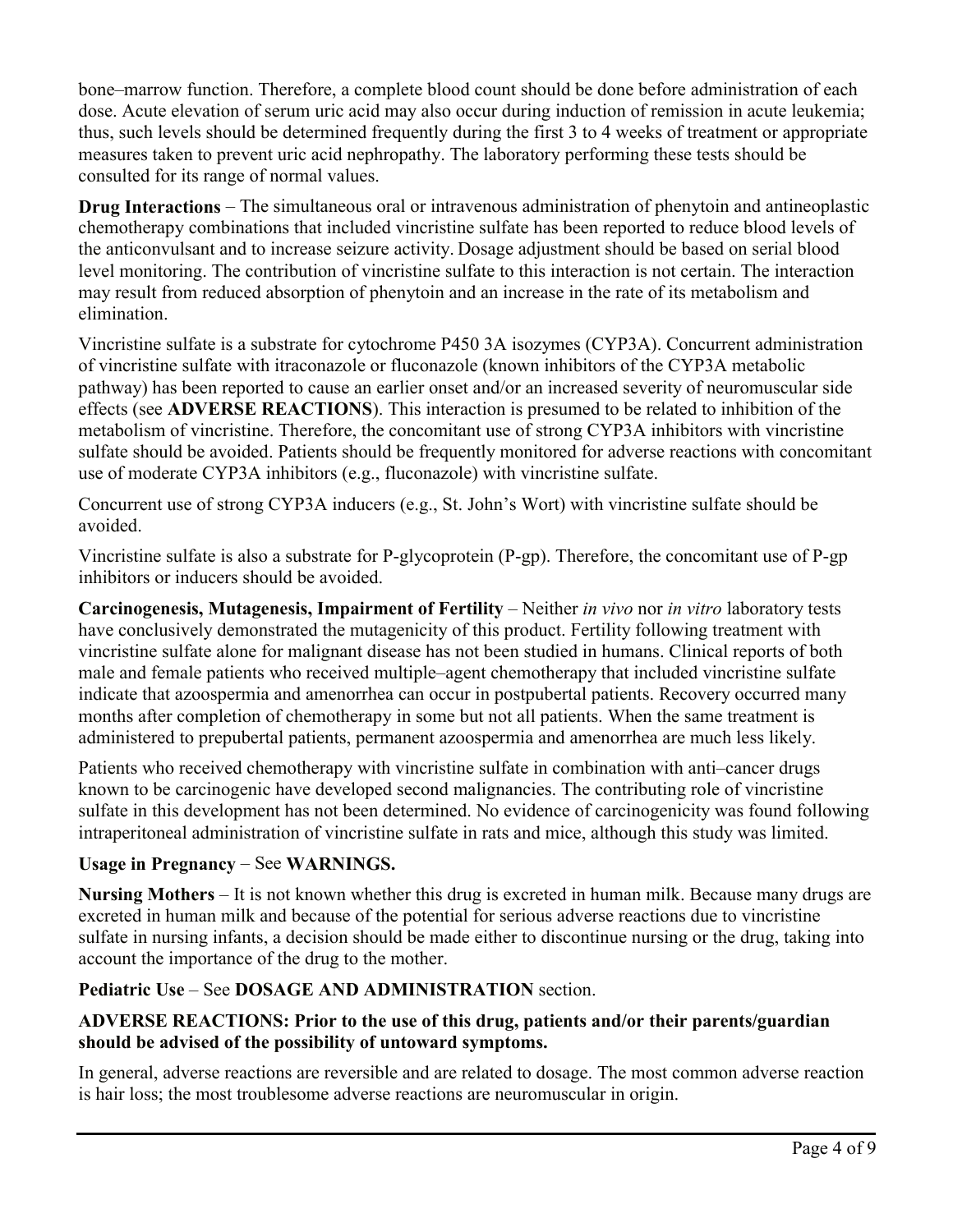bone–marrow function. Therefore, a complete blood count should be done before administration of each dose. Acute elevation of serum uric acid may also occur during induction of remission in acute leukemia; thus, such levels should be determined frequently during the first 3 to 4 weeks of treatment or appropriate measures taken to prevent uric acid nephropathy. The laboratory performing these tests should be consulted for its range of normal values.

**Drug Interactions** – The simultaneous oral or intravenous administration of phenytoin and antineoplastic chemotherapy combinations that included vincristine sulfate has been reported to reduce blood levels of the anticonvulsant and to increase seizure activity. Dosage adjustment should be based on serial blood level monitoring. The contribution of vincristine sulfate to this interaction is not certain. The interaction may result from reduced absorption of phenytoin and an increase in the rate of its metabolism and elimination.

Vincristine sulfate is a substrate for cytochrome P450 3A isozymes (CYP3A). Concurrent administration of vincristine sulfate with itraconazole or fluconazole (known inhibitors of the CYP3A metabolic pathway) has been reported to cause an earlier onset and/or an increased severity of neuromuscular side effects (see **ADVERSE REACTIONS**). This interaction is presumed to be related to inhibition of the metabolism of vincristine. Therefore, the concomitant use of strong CYP3A inhibitors with vincristine sulfate should be avoided. Patients should be frequently monitored for adverse reactions with concomitant use of moderate CYP3A inhibitors (e.g., fluconazole) with vincristine sulfate.

Concurrent use of strong CYP3A inducers (e.g., St. John's Wort) with vincristine sulfate should be avoided.

Vincristine sulfate is also a substrate for P-glycoprotein (P-gp). Therefore, the concomitant use of P-gp inhibitors or inducers should be avoided.

**Carcinogenesis, Mutagenesis, Impairment of Fertility** – Neither *in vivo* nor *in vitro* laboratory tests have conclusively demonstrated the mutagenicity of this product. Fertility following treatment with vincristine sulfate alone for malignant disease has not been studied in humans. Clinical reports of both male and female patients who received multiple–agent chemotherapy that included vincristine sulfate indicate that azoospermia and amenorrhea can occur in postpubertal patients. Recovery occurred many months after completion of chemotherapy in some but not all patients. When the same treatment is administered to prepubertal patients, permanent azoospermia and amenorrhea are much less likely.

Patients who received chemotherapy with vincristine sulfate in combination with anti–cancer drugs known to be carcinogenic have developed second malignancies. The contributing role of vincristine sulfate in this development has not been determined. No evidence of carcinogenicity was found following intraperitoneal administration of vincristine sulfate in rats and mice, although this study was limited.

**Usage in Pregnancy** – See **WARNINGS.**

**Nursing Mothers** – It is not known whether this drug is excreted in human milk. Because many drugs are excreted in human milk and because of the potential for serious adverse reactions due to vincristine sulfate in nursing infants, a decision should be made either to discontinue nursing or the drug, taking into account the importance of the drug to the mother.

**Pediatric Use** – See **DOSAGE AND ADMINISTRATION** section.

**ADVERSE REACTIONS: Prior to the use of this drug, patients and/or their parents/guardian should be advised of the possibility of untoward symptoms.**

In general, adverse reactions are reversible and are related to dosage. The most common adverse reaction is hair loss; the most troublesome adverse reactions are neuromuscular in origin.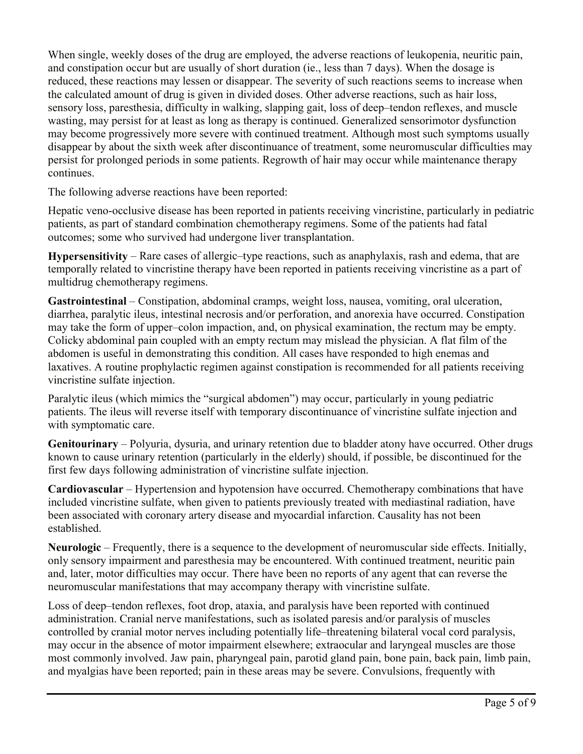When single, weekly doses of the drug are employed, the adverse reactions of leukopenia, neuritic pain, and constipation occur but are usually of short duration (ie., less than 7 days). When the dosage is reduced, these reactions may lessen or disappear. The severity of such reactions seems to increase when the calculated amount of drug is given in divided doses. Other adverse reactions, such as hair loss, sensory loss, paresthesia, difficulty in walking, slapping gait, loss of deep–tendon reflexes, and muscle wasting, may persist for at least as long as therapy is continued. Generalized sensorimotor dysfunction may become progressively more severe with continued treatment. Although most such symptoms usually disappear by about the sixth week after discontinuance of treatment, some neuromuscular difficulties may persist for prolonged periods in some patients. Regrowth of hair may occur while maintenance therapy continues.

The following adverse reactions have been reported:

Hepatic veno-occlusive disease has been reported in patients receiving vincristine, particularly in pediatric patients, as part of standard combination chemotherapy regimens. Some of the patients had fatal outcomes; some who survived had undergone liver transplantation.

**Hypersensitivity** – Rare cases of allergic–type reactions, such as anaphylaxis, rash and edema, that are temporally related to vincristine therapy have been reported in patients receiving vincristine as a part of multidrug chemotherapy regimens.

**Gastrointestinal** – Constipation, abdominal cramps, weight loss, nausea, vomiting, oral ulceration, diarrhea, paralytic ileus, intestinal necrosis and/or perforation, and anorexia have occurred. Constipation may take the form of upper–colon impaction, and, on physical examination, the rectum may be empty. Colicky abdominal pain coupled with an empty rectum may mislead the physician. A flat film of the abdomen is useful in demonstrating this condition. All cases have responded to high enemas and laxatives. A routine prophylactic regimen against constipation is recommended for all patients receiving vincristine sulfate injection.

Paralytic ileus (which mimics the "surgical abdomen") may occur, particularly in young pediatric patients. The ileus will reverse itself with temporary discontinuance of vincristine sulfate injection and with symptomatic care.

**Genitourinary** – Polyuria, dysuria, and urinary retention due to bladder atony have occurred. Other drugs known to cause urinary retention (particularly in the elderly) should, if possible, be discontinued for the first few days following administration of vincristine sulfate injection.

**Cardiovascular** – Hypertension and hypotension have occurred. Chemotherapy combinations that have included vincristine sulfate, when given to patients previously treated with mediastinal radiation, have been associated with coronary artery disease and myocardial infarction. Causality has not been established.

**Neurologic** – Frequently, there is a sequence to the development of neuromuscular side effects. Initially, only sensory impairment and paresthesia may be encountered. With continued treatment, neuritic pain and, later, motor difficulties may occur. There have been no reports of any agent that can reverse the neuromuscular manifestations that may accompany therapy with vincristine sulfate.

Loss of deep–tendon reflexes, foot drop, ataxia, and paralysis have been reported with continued administration. Cranial nerve manifestations, such as isolated paresis and/or paralysis of muscles controlled by cranial motor nerves including potentially life–threatening bilateral vocal cord paralysis, may occur in the absence of motor impairment elsewhere; extraocular and laryngeal muscles are those most commonly involved. Jaw pain, pharyngeal pain, parotid gland pain, bone pain, back pain, limb pain, and myalgias have been reported; pain in these areas may be severe. Convulsions, frequently with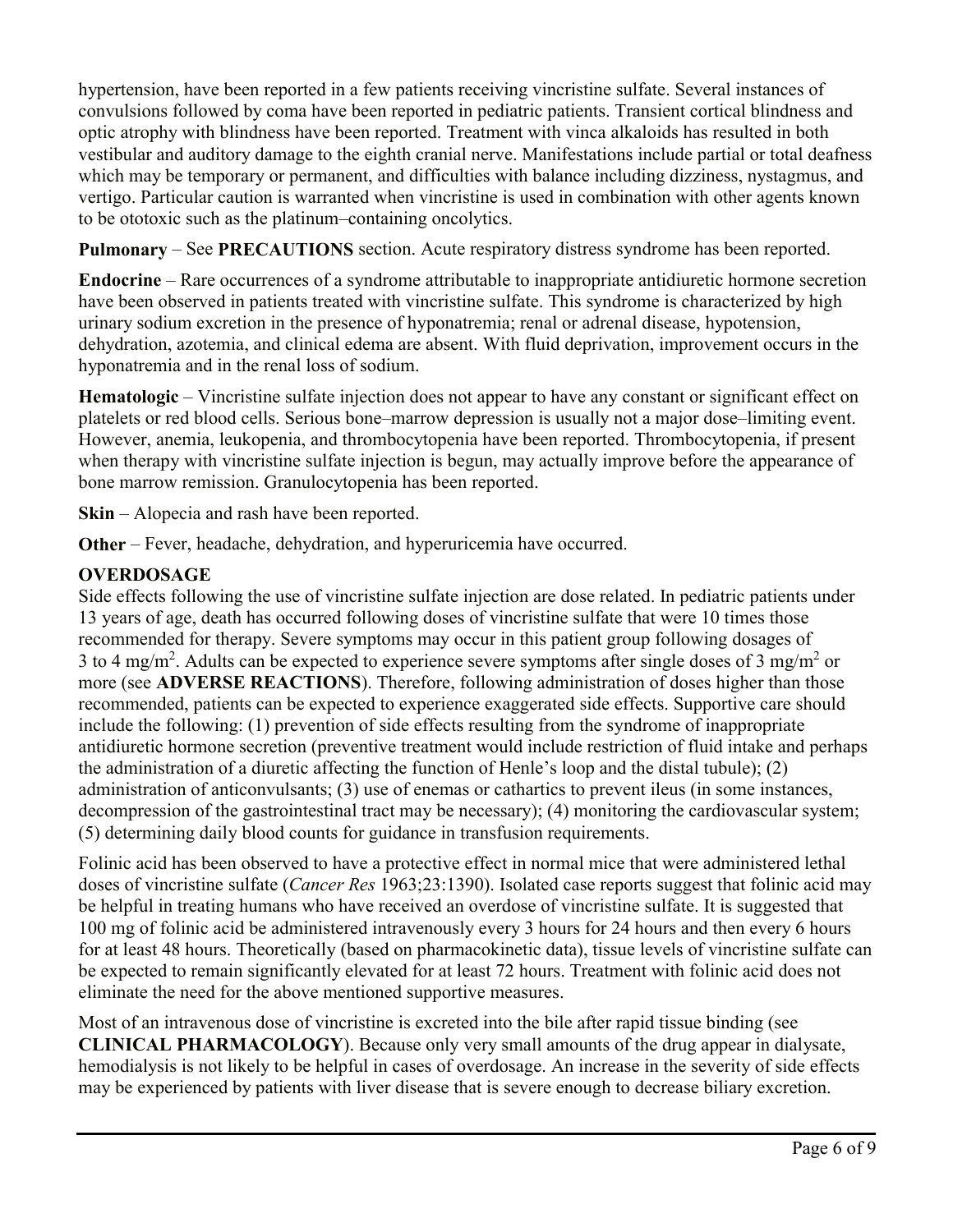hypertension, have been reported in a few patients receiving vincristine sulfate. Several instances of convulsions followed by coma have been reported in pediatric patients. Transient cortical blindness and optic atrophy with blindness have been reported. Treatment with vinca alkaloids has resulted in both vestibular and auditory damage to the eighth cranial nerve. Manifestations include partial or total deafness which may be temporary or permanent, and difficulties with balance including dizziness, nystagmus, and vertigo. Particular caution is warranted when vincristine is used in combination with other agents known to be ototoxic such as the platinum–containing oncolytics.

**Pulmonary** – See **PRECAUTIONS** section. Acute respiratory distress syndrome has been reported.

**Endocrine** – Rare occurrences of a syndrome attributable to inappropriate antidiuretic hormone secretion have been observed in patients treated with vincristine sulfate. This syndrome is characterized by high urinary sodium excretion in the presence of hyponatremia; renal or adrenal disease, hypotension, dehydration, azotemia, and clinical edema are absent. With fluid deprivation, improvement occurs in the hyponatremia and in the renal loss of sodium.

**Hematologic** – Vincristine sulfate injection does not appear to have any constant or significant effect on platelets or red blood cells. Serious bone–marrow depression is usually not a major dose–limiting event. However, anemia, leukopenia, and thrombocytopenia have been reported. Thrombocytopenia, if present when therapy with vincristine sulfate injection is begun, may actually improve before the appearance of bone marrow remission. Granulocytopenia has been reported.

**Skin** – Alopecia and rash have been reported.

**Other** – Fever, headache, dehydration, and hyperuricemia have occurred.

## OVERDOSAGE

Side effects following the use of vincristine sulfate injection are dose related. In pediatric patients under 13 years of age, death has occurred following doses of vincristine sulfate that were 10 times those recommended for therapy. Severe symptoms may occur in this patient group following dosages of 3 to 4 mg/m$^2$. Adults can be expected to experience severe symptoms after single doses of 3 mg/m$^2$ or more (see **ADVERSE REACTIONS**). Therefore, following administration of doses higher than those recommended, patients can be expected to experience exaggerated side effects. Supportive care should include the following: (1) prevention of side effects resulting from the syndrome of inappropriate antidiuretic hormone secretion (preventive treatment would include restriction of fluid intake and perhaps the administration of a diuretic affecting the function of Henle's loop and the distal tubule); (2) administration of anticonvulsants; (3) use of enemas or cathartics to prevent ileus (in some instances, decompression of the gastrointestinal tract may be necessary); (4) monitoring the cardiovascular system; (5) determining daily blood counts for guidance in transfusion requirements.

Folinic acid has been observed to have a protective effect in normal mice that were administered lethal doses of vincristine sulfate (*Cancer Res* 1963;23:1390). Isolated case reports suggest that folinic acid may be helpful in treating humans who have received an overdose of vincristine sulfate. It is suggested that 100 mg of folinic acid be administered intravenously every 3 hours for 24 hours and then every 6 hours for at least 48 hours. Theoretically (based on pharmacokinetic data), tissue levels of vincristine sulfate can be expected to remain significantly elevated for at least 72 hours. Treatment with folinic acid does not eliminate the need for the above mentioned supportive measures.

Most of an intravenous dose of vincristine is excreted into the bile after rapid tissue binding (see **CLINICAL PHARMACOLOGY**). Because only very small amounts of the drug appear in dialysate, hemodialysis is not likely to be helpful in cases of overdosage. An increase in the severity of side effects may be experienced by patients with liver disease that is severe enough to decrease biliary excretion.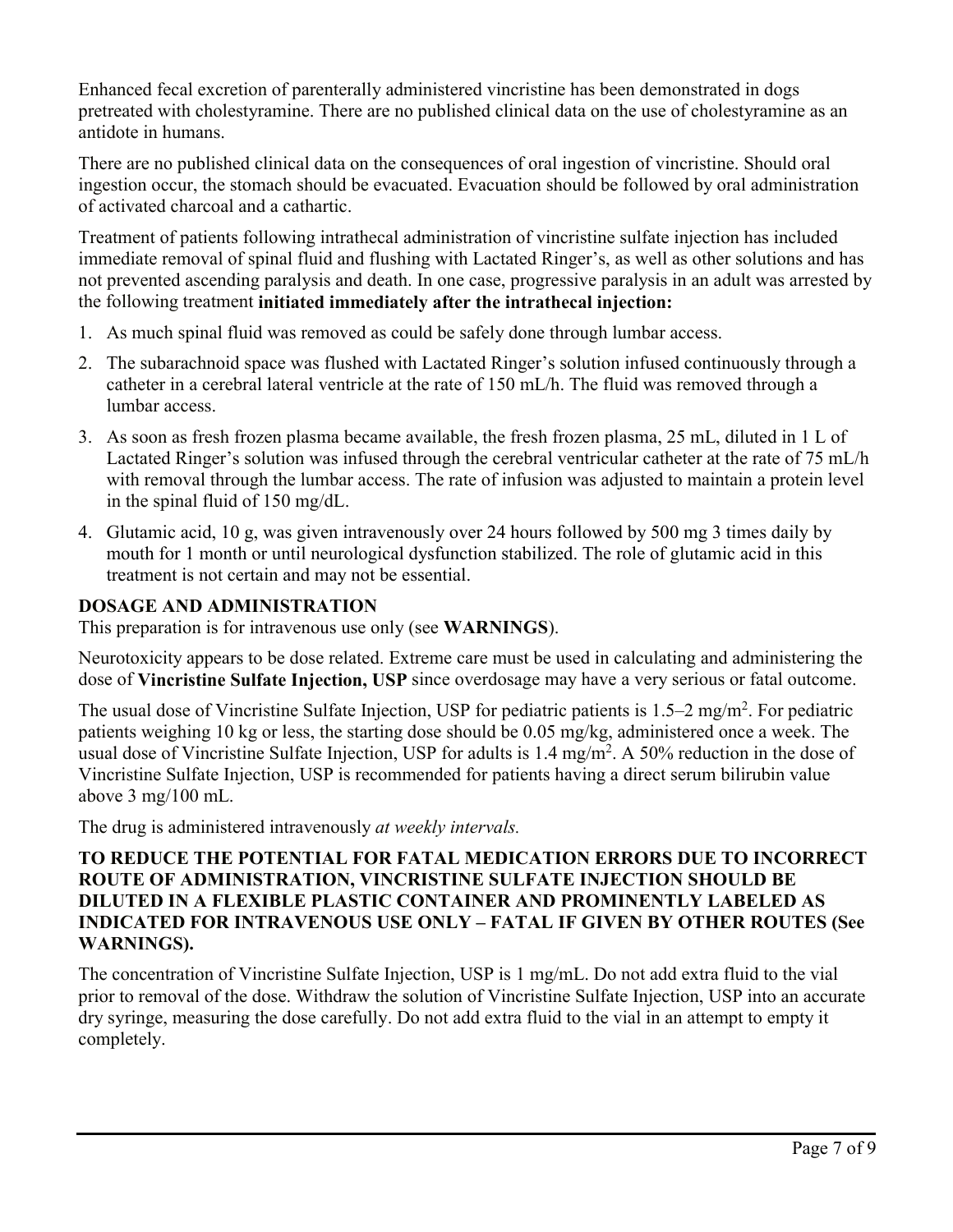Enhanced fecal excretion of parenterally administered vincristine has been demonstrated in dogs pretreated with cholestyramine. There are no published clinical data on the use of cholestyramine as an antidote in humans.

There are no published clinical data on the consequences of oral ingestion of vincristine. Should oral ingestion occur, the stomach should be evacuated. Evacuation should be followed by oral administration of activated charcoal and a cathartic.

Treatment of patients following intrathecal administration of vincristine sulfate injection has included immediate removal of spinal fluid and flushing with Lactated Ringer's, as well as other solutions and has not prevented ascending paralysis and death. In one case, progressive paralysis in an adult was arrested by the following treatment **initiated immediately after the intrathecal injection:**

1. As much spinal fluid was removed as could be safely done through lumbar access.
2. The subarachnoid space was flushed with Lactated Ringer's solution infused continuously through a catheter in a cerebral lateral ventricle at the rate of 150 mL/h. The fluid was removed through a lumbar access.
3. As soon as fresh frozen plasma became available, the fresh frozen plasma, 25 mL, diluted in 1 L of Lactated Ringer's solution was infused through the cerebral ventricular catheter at the rate of 75 mL/h with removal through the lumbar access. The rate of infusion was adjusted to maintain a protein level in the spinal fluid of 150 mg/dL.
4. Glutamic acid, 10 g, was given intravenously over 24 hours followed by 500 mg 3 times daily by mouth for 1 month or until neurological dysfunction stabilized. The role of glutamic acid in this treatment is not certain and may not be essential.

## DOSAGE AND ADMINISTRATION

This preparation is for intravenous use only (see **WARNINGS**).

Neurotoxicity appears to be dose related. Extreme care must be used in calculating and administering the dose of **Vincristine Sulfate Injection, USP** since overdosage may have a very serious or fatal outcome.

The usual dose of Vincristine Sulfate Injection, USP for pediatric patients is 1.5–2 $mg/m^2$. For pediatric patients weighing 10 kg or less, the starting dose should be 0.05 mg/kg, administered once a week. The usual dose of Vincristine Sulfate Injection, USP for adults is 1.4 $mg/m^2$. A 50% reduction in the dose of Vincristine Sulfate Injection, USP is recommended for patients having a direct serum bilirubin value above 3 mg/100 mL.

The drug is administered intravenously *at weekly intervals.*

**TO REDUCE THE POTENTIAL FOR FATAL MEDICATION ERRORS DUE TO INCORRECT ROUTE OF ADMINISTRATION, VINCRISTINE SULFATE INJECTION SHOULD BE DILUTED IN A FLEXIBLE PLASTIC CONTAINER AND PROMINENTLY LABELED AS INDICATED FOR INTRAVENOUS USE ONLY – FATAL IF GIVEN BY OTHER ROUTES (See WARNINGS).**

The concentration of Vincristine Sulfate Injection, USP is 1 mg/mL. Do not add extra fluid to the vial prior to removal of the dose. Withdraw the solution of Vincristine Sulfate Injection, USP into an accurate dry syringe, measuring the dose carefully. Do not add extra fluid to the vial in an attempt to empty it completely.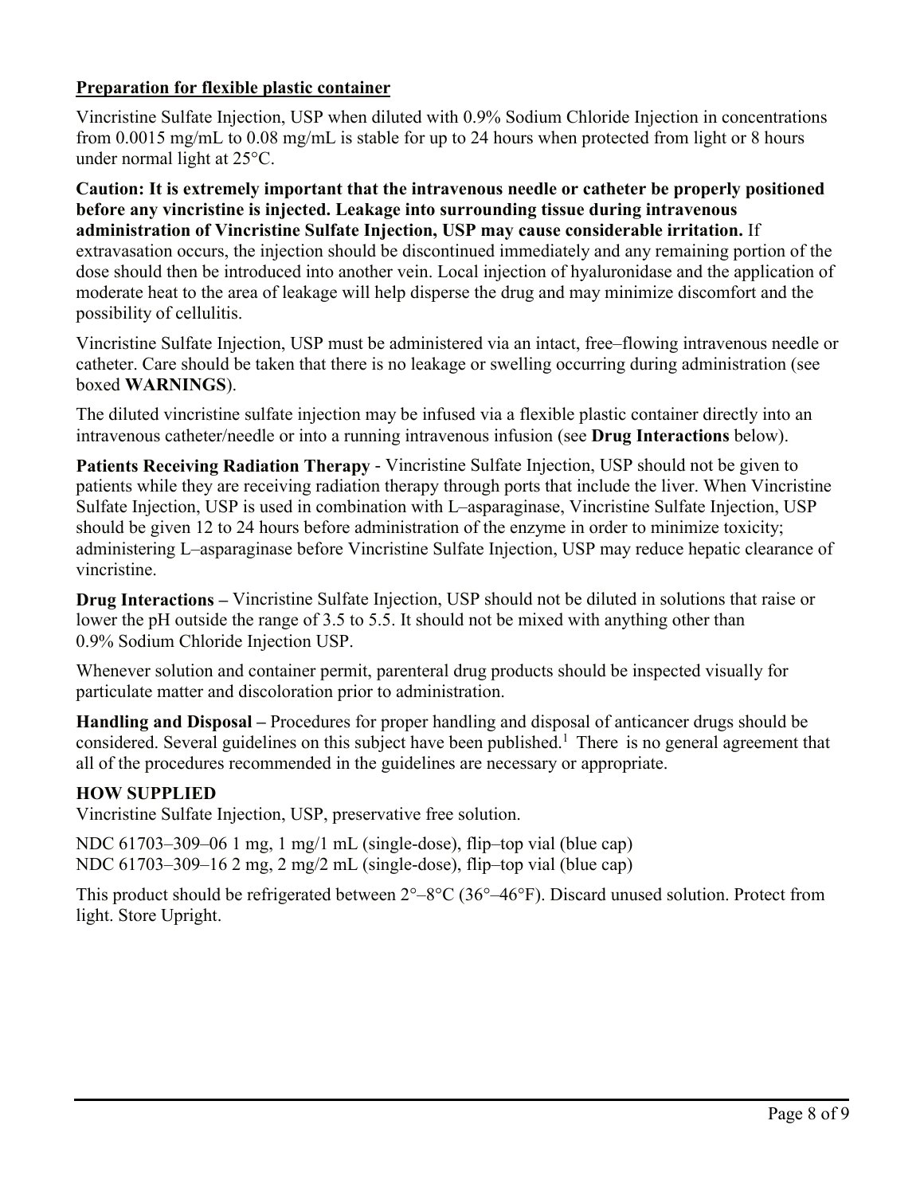**Preparation for flexible plastic container**

Vincristine Sulfate Injection, USP when diluted with 0.9% Sodium Chloride Injection in concentrations from 0.0015 mg/mL to 0.08 mg/mL is stable for up to 24 hours when protected from light or 8 hours under normal light at 25°C.

**Caution: It is extremely important that the intravenous needle or catheter be properly positioned before any vincristine is injected. Leakage into surrounding tissue during intravenous administration of Vincristine Sulfate Injection, USP may cause considerable irritation.** If extravasation occurs, the injection should be discontinued immediately and any remaining portion of the dose should then be introduced into another vein. Local injection of hyaluronidase and the application of moderate heat to the area of leakage will help disperse the drug and may minimize discomfort and the possibility of cellulitis.

Vincristine Sulfate Injection, USP must be administered via an intact, free–flowing intravenous needle or catheter. Care should be taken that there is no leakage or swelling occurring during administration (see boxed **WARNINGS**).

The diluted vincristine sulfate injection may be infused via a flexible plastic container directly into an intravenous catheter/needle or into a running intravenous infusion (see **Drug Interactions** below).

**Patients Receiving Radiation Therapy** - Vincristine Sulfate Injection, USP should not be given to patients while they are receiving radiation therapy through ports that include the liver. When Vincristine Sulfate Injection, USP is used in combination with L–asparaginase, Vincristine Sulfate Injection, USP should be given 12 to 24 hours before administration of the enzyme in order to minimize toxicity; administering L–asparaginase before Vincristine Sulfate Injection, USP may reduce hepatic clearance of vincristine.

**Drug Interactions –** Vincristine Sulfate Injection, USP should not be diluted in solutions that raise or lower the pH outside the range of 3.5 to 5.5. It should not be mixed with anything other than 0.9% Sodium Chloride Injection USP.

Whenever solution and container permit, parenteral drug products should be inspected visually for particulate matter and discoloration prior to administration.

**Handling and Disposal –** Procedures for proper handling and disposal of anticancer drugs should be considered. Several guidelines on this subject have been published.[1] There is no general agreement that all of the procedures recommended in the guidelines are necessary or appropriate.

**HOW SUPPLIED**

Vincristine Sulfate Injection, USP, preservative free solution.

NDC 61703–309–06 1 mg, 1 mg/1 mL (single-dose), flip–top vial (blue cap)
NDC 61703–309–16 2 mg, 2 mg/2 mL (single-dose), flip–top vial (blue cap)

This product should be refrigerated between 2°–8°C (36°–46°F). Discard unused solution. Protect from light. Store Upright.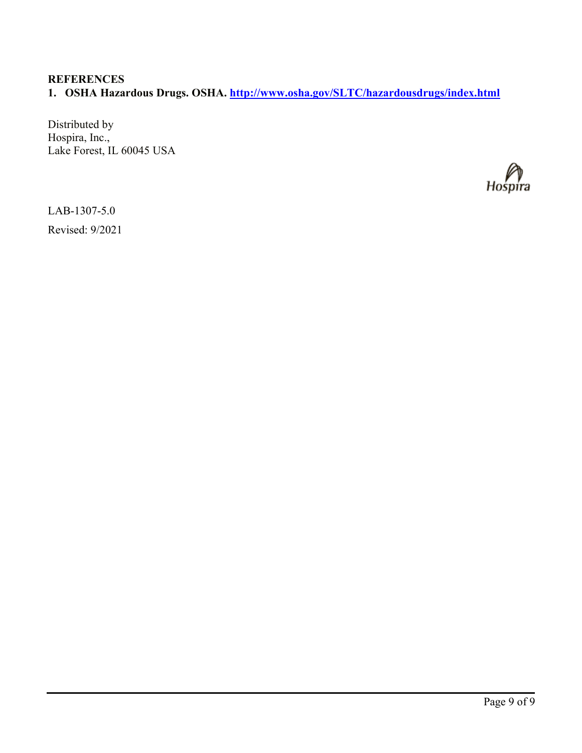**REFERENCES**

1. **OSHA Hazardous Drugs. OSHA. [http://www.osha.gov/SLTC/hazardousdrugs/index.html](http://www.osha.gov/SLTC/hazardousdrugs/index.html)**

Distributed by
Hospira, Inc.,
Lake Forest, IL 60045 USA

Hospira

LAB-1307-5.0

Revised: 9/2021